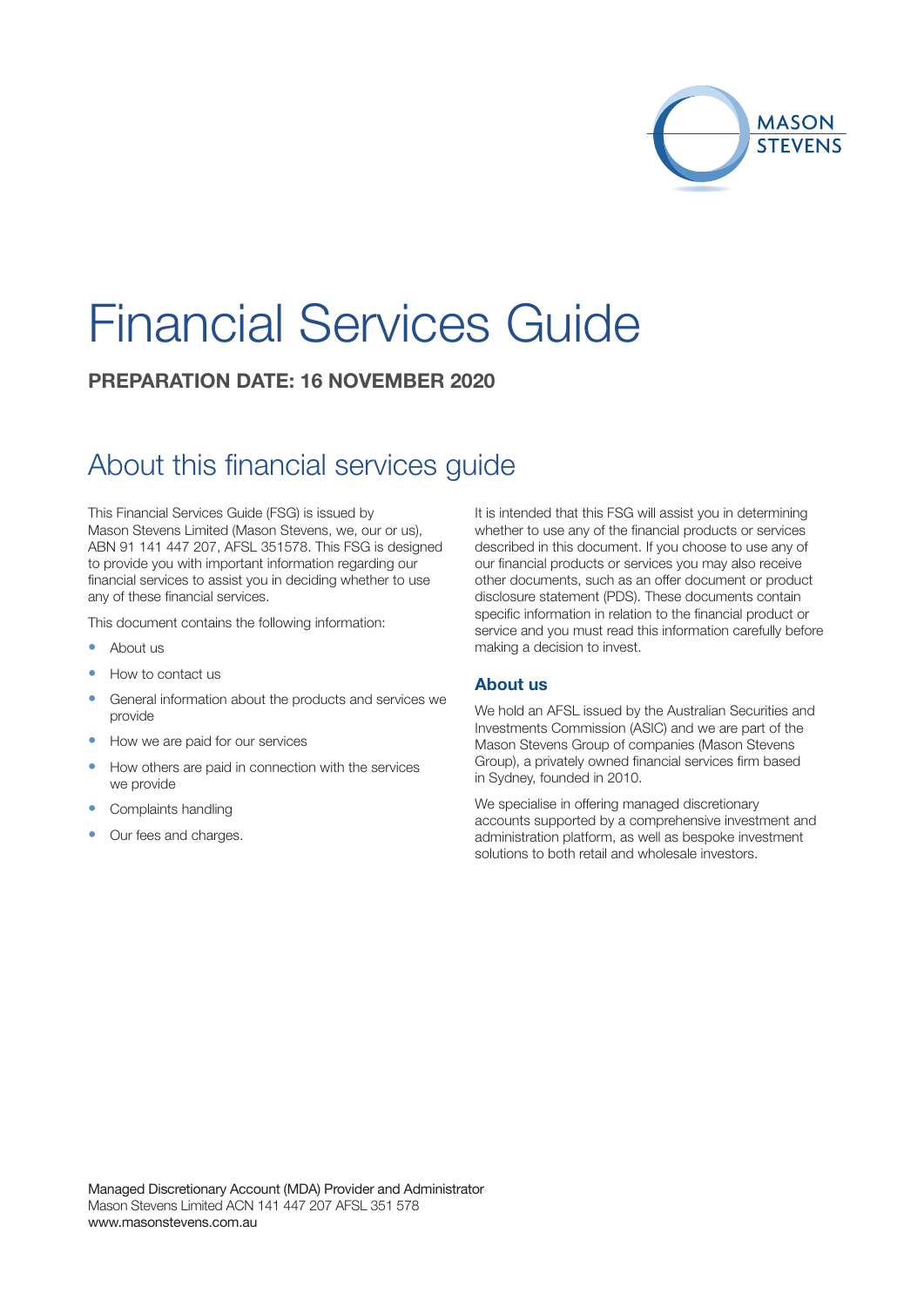# Financial Services Guide

**PREPARATION DATE: 16 NOVEMBER 2020**

## About this financial services guide

This Financial Services Guide (FSG) is issued by Mason Stevens Limited (Mason Stevens, we, our or us), ABN 91 141 447 207, AFSL 351578. This FSG is designed to provide you with important information regarding our financial services to assist you in deciding whether to use any of these financial services.

This document contains the following information:

- About us
- How to contact us
- General information about the products and services we provide
- How we are paid for our services
- How others are paid in connection with the services we provide
- Complaints handling
- Our fees and charges.

It is intended that this FSG will assist you in determining whether to use any of the financial products or services described in this document. If you choose to use any of our financial products or services you may also receive other documents, such as an offer document or product disclosure statement (PDS). These documents contain specific information in relation to the financial product or service and you must read this information carefully before making a decision to invest.

### About us

We hold an AFSL issued by the Australian Securities and Investments Commission (ASIC) and we are part of the Mason Stevens Group of companies (Mason Stevens Group), a privately owned financial services firm based in Sydney, founded in 2010.

We specialise in offering managed discretionary accounts supported by a comprehensive investment and administration platform, as well as bespoke investment solutions to both retail and wholesale investors.

Managed Discretionary Account (MDA) Provider and Administrator
Mason Stevens Limited ACN 141 447 207 AFSL 351 578
www.masonstevens.com.au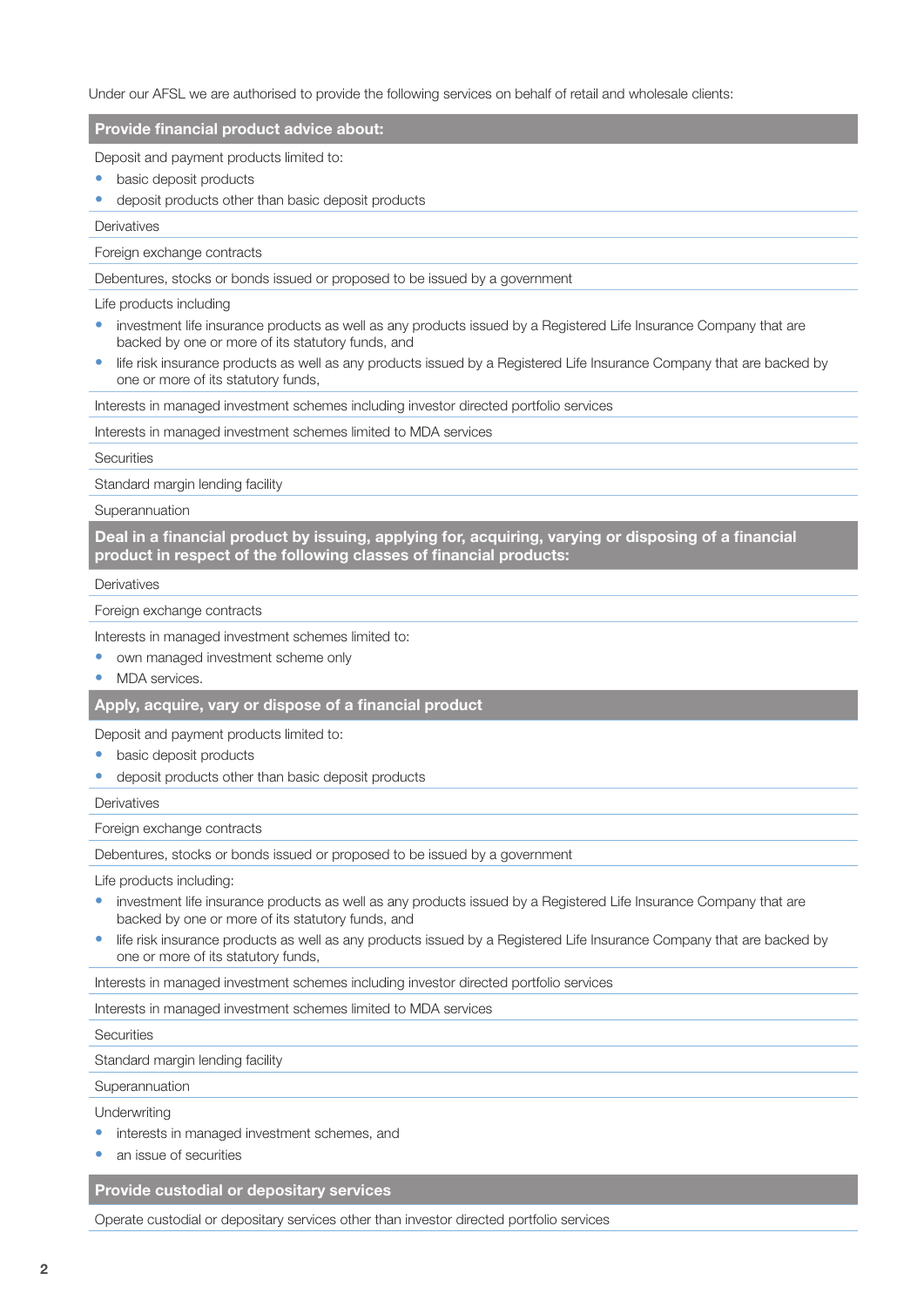Under our AFSL we are authorised to provide the following services on behalf of retail and wholesale clients:

## Provide financial product advice about:

Deposit and payment products limited to:

- basic deposit products
- deposit products other than basic deposit products

Derivatives

Foreign exchange contracts

Debentures, stocks or bonds issued or proposed to be issued by a government

Life products including

- investment life insurance products as well as any products issued by a Registered Life Insurance Company that are backed by one or more of its statutory funds, and
- life risk insurance products as well as any products issued by a Registered Life Insurance Company that are backed by one or more of its statutory funds,

Interests in managed investment schemes including investor directed portfolio services

Interests in managed investment schemes limited to MDA services

Securities

Standard margin lending facility

Superannuation

## Deal in a financial product by issuing, applying for, acquiring, varying or disposing of a financial product in respect of the following classes of financial products:

Derivatives

Foreign exchange contracts

Interests in managed investment schemes limited to:

- own managed investment scheme only
- MDA services.

## Apply, acquire, vary or dispose of a financial product

Deposit and payment products limited to:

- basic deposit products
- deposit products other than basic deposit products

Derivatives

Foreign exchange contracts

Debentures, stocks or bonds issued or proposed to be issued by a government

Life products including:

- investment life insurance products as well as any products issued by a Registered Life Insurance Company that are backed by one or more of its statutory funds, and
- life risk insurance products as well as any products issued by a Registered Life Insurance Company that are backed by one or more of its statutory funds,

Interests in managed investment schemes including investor directed portfolio services

Interests in managed investment schemes limited to MDA services

Securities

Standard margin lending facility

Superannuation

Underwriting

- interests in managed investment schemes, and
- an issue of securities

## Provide custodial or depositary services

Operate custodial or depositary services other than investor directed portfolio services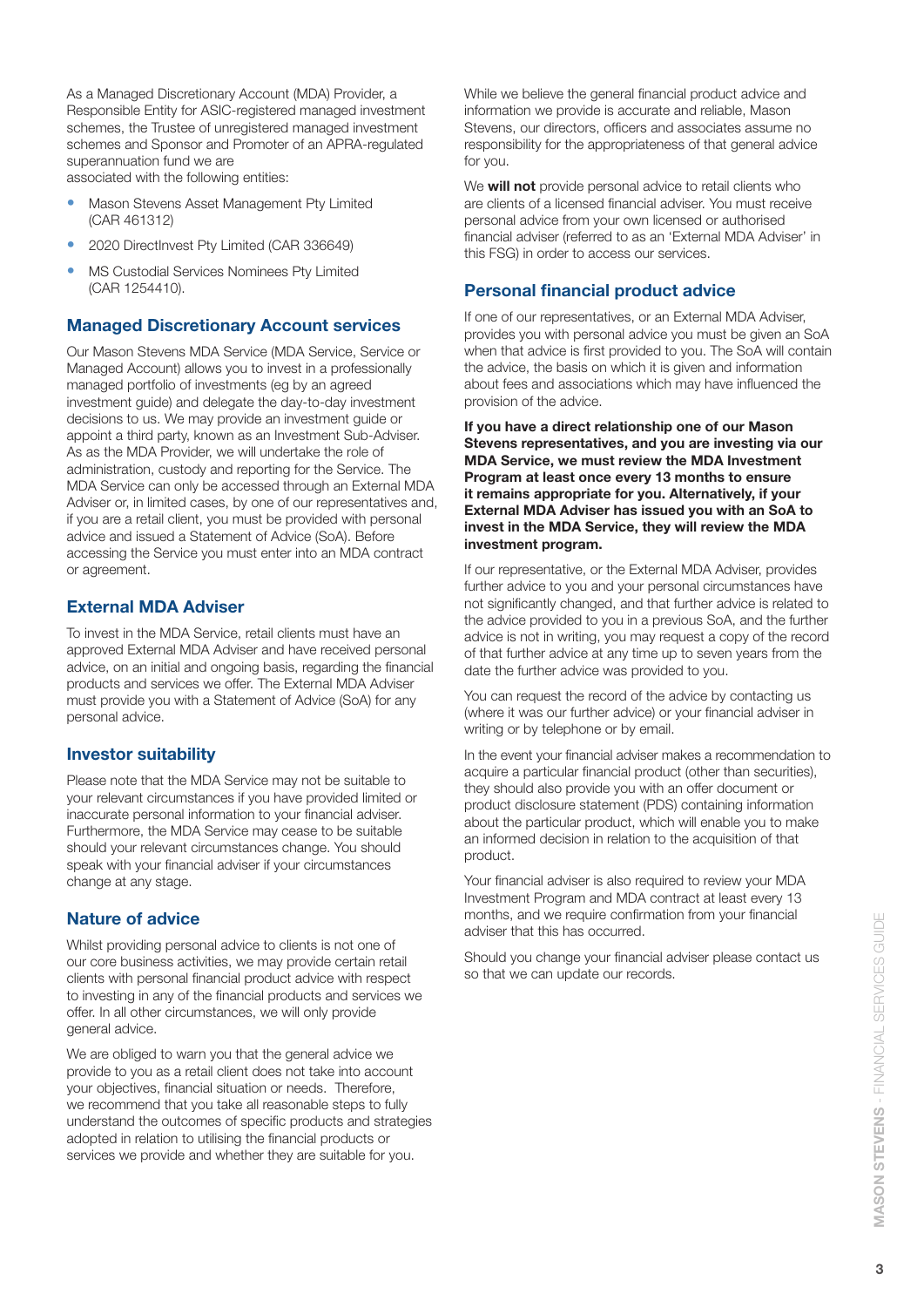As a Managed Discretionary Account (MDA) Provider, a Responsible Entity for ASIC-registered managed investment schemes, the Trustee of unregistered managed investment schemes and Sponsor and Promoter of an APRA-regulated superannuation fund we are
associated with the following entities:

- Mason Stevens Asset Management Pty Limited (CAR 461312)
- 2020 DirectInvest Pty Limited (CAR 336649)
- MS Custodial Services Nominees Pty Limited (CAR 1254410).

## Managed Discretionary Account services

Our Mason Stevens MDA Service (MDA Service, Service or Managed Account) allows you to invest in a professionally managed portfolio of investments (eg by an agreed investment guide) and delegate the day-to-day investment decisions to us. We may provide an investment guide or appoint a third party, known as an Investment Sub-Adviser. As as the MDA Provider, we will undertake the role of administration, custody and reporting for the Service. The MDA Service can only be accessed through an External MDA Adviser or, in limited cases, by one of our representatives and, if you are a retail client, you must be provided with personal advice and issued a Statement of Advice (SoA). Before accessing the Service you must enter into an MDA contract or agreement.

## External MDA Adviser

To invest in the MDA Service, retail clients must have an approved External MDA Adviser and have received personal advice, on an initial and ongoing basis, regarding the financial products and services we offer. The External MDA Adviser must provide you with a Statement of Advice (SoA) for any personal advice.

## Investor suitability

Please note that the MDA Service may not be suitable to your relevant circumstances if you have provided limited or inaccurate personal information to your financial adviser. Furthermore, the MDA Service may cease to be suitable should your relevant circumstances change. You should speak with your financial adviser if your circumstances change at any stage.

## Nature of advice

Whilst providing personal advice to clients is not one of our core business activities, we may provide certain retail clients with personal financial product advice with respect to investing in any of the financial products and services we offer. In all other circumstances, we will only provide general advice.

We are obliged to warn you that the general advice we provide to you as a retail client does not take into account your objectives, financial situation or needs. Therefore, we recommend that you take all reasonable steps to fully understand the outcomes of specific products and strategies adopted in relation to utilising the financial products or services we provide and whether they are suitable for you.

While we believe the general financial product advice and information we provide is accurate and reliable, Mason Stevens, our directors, officers and associates assume no responsibility for the appropriateness of that general advice for you.

We **will not** provide personal advice to retail clients who are clients of a licensed financial adviser. You must receive personal advice from your own licensed or authorised financial adviser (referred to as an 'External MDA Adviser' in this FSG) in order to access our services.

## Personal financial product advice

If one of our representatives, or an External MDA Adviser, provides you with personal advice you must be given an SoA when that advice is first provided to you. The SoA will contain the advice, the basis on which it is given and information about fees and associations which may have influenced the provision of the advice.

**If you have a direct relationship one of our Mason Stevens representatives, and you are investing via our MDA Service, we must review the MDA Investment Program at least once every 13 months to ensure it remains appropriate for you. Alternatively, if your External MDA Adviser has issued you with an SoA to invest in the MDA Service, they will review the MDA investment program.**

If our representative, or the External MDA Adviser, provides further advice to you and your personal circumstances have not significantly changed, and that further advice is related to the advice provided to you in a previous SoA, and the further advice is not in writing, you may request a copy of the record of that further advice at any time up to seven years from the date the further advice was provided to you.

You can request the record of the advice by contacting us (where it was our further advice) or your financial adviser in writing or by telephone or by email.

In the event your financial adviser makes a recommendation to acquire a particular financial product (other than securities), they should also provide you with an offer document or product disclosure statement (PDS) containing information about the particular product, which will enable you to make an informed decision in relation to the acquisition of that product.

Your financial adviser is also required to review your MDA Investment Program and MDA contract at least every 13 months, and we require confirmation from your financial adviser that this has occurred.

Should you change your financial adviser please contact us so that we can update our records.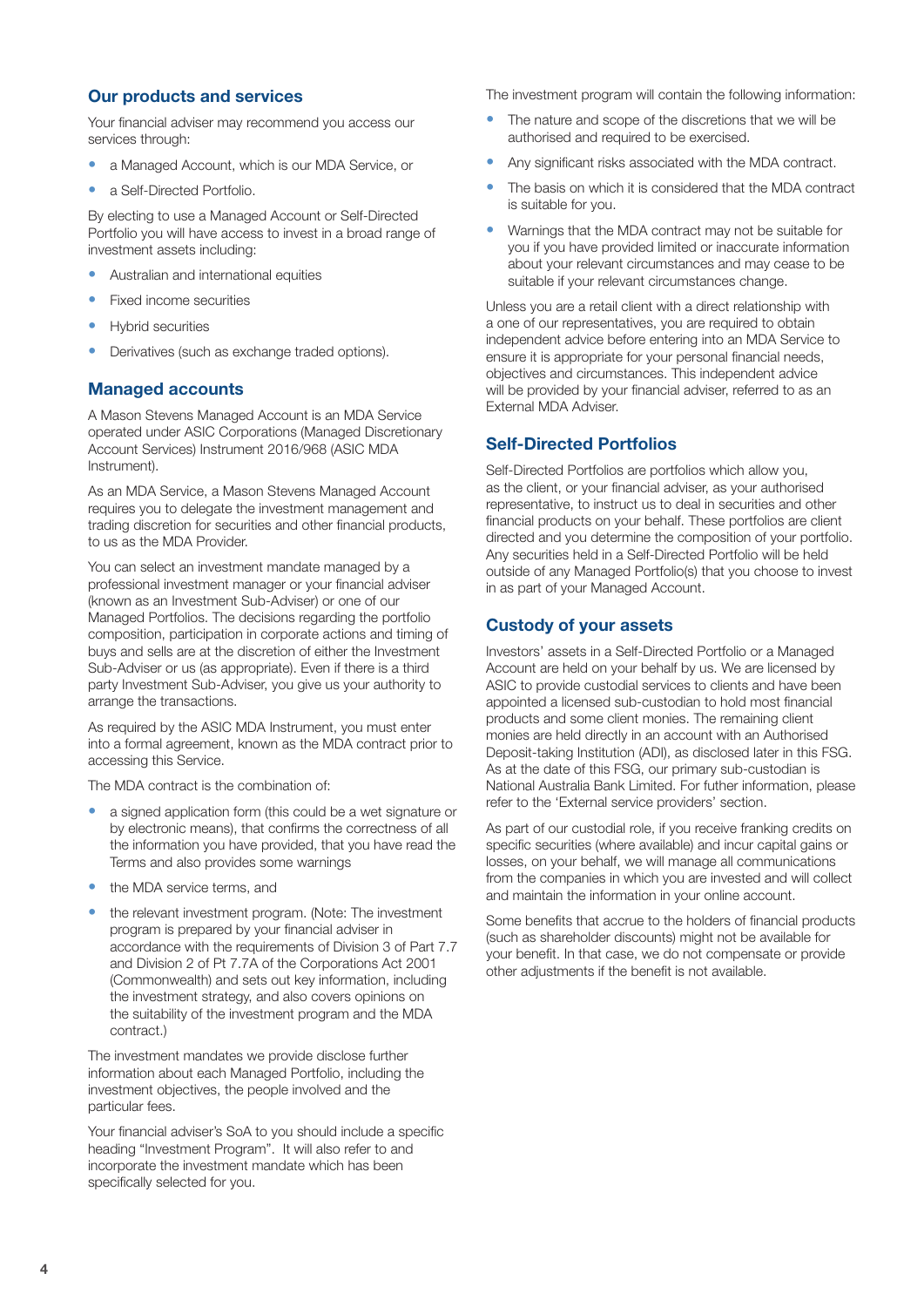## Our products and services

Your financial adviser may recommend you access our services through:

- a Managed Account, which is our MDA Service, or
- a Self-Directed Portfolio.

By electing to use a Managed Account or Self-Directed Portfolio you will have access to invest in a broad range of investment assets including:

- Australian and international equities
- Fixed income securities
- Hybrid securities
- Derivatives (such as exchange traded options).

## Managed accounts

A Mason Stevens Managed Account is an MDA Service operated under ASIC Corporations (Managed Discretionary Account Services) Instrument 2016/968 (ASIC MDA Instrument).

As an MDA Service, a Mason Stevens Managed Account requires you to delegate the investment management and trading discretion for securities and other financial products, to us as the MDA Provider.

You can select an investment mandate managed by a professional investment manager or your financial adviser (known as an Investment Sub-Adviser) or one of our Managed Portfolios. The decisions regarding the portfolio composition, participation in corporate actions and timing of buys and sells are at the discretion of either the Investment Sub-Adviser or us (as appropriate). Even if there is a third party Investment Sub-Adviser, you give us your authority to arrange the transactions.

As required by the ASIC MDA Instrument, you must enter into a formal agreement, known as the MDA contract prior to accessing this Service.

The MDA contract is the combination of:

- a signed application form (this could be a wet signature or by electronic means), that confirms the correctness of all the information you have provided, that you have read the Terms and also provides some warnings
- the MDA service terms, and
- the relevant investment program. (Note: The investment program is prepared by your financial adviser in accordance with the requirements of Division 3 of Part 7.7 and Division 2 of Pt 7.7A of the Corporations Act 2001 (Commonwealth) and sets out key information, including the investment strategy, and also covers opinions on the suitability of the investment program and the MDA contract.)

The investment mandates we provide disclose further information about each Managed Portfolio, including the investment objectives, the people involved and the particular fees.

Your financial adviser's SoA to you should include a specific heading "Investment Program". It will also refer to and incorporate the investment mandate which has been specifically selected for you.

The investment program will contain the following information:

- The nature and scope of the discretions that we will be authorised and required to be exercised.
- Any significant risks associated with the MDA contract.
- The basis on which it is considered that the MDA contract is suitable for you.
- Warnings that the MDA contract may not be suitable for you if you have provided limited or inaccurate information about your relevant circumstances and may cease to be suitable if your relevant circumstances change.

Unless you are a retail client with a direct relationship with a one of our representatives, you are required to obtain independent advice before entering into an MDA Service to ensure it is appropriate for your personal financial needs, objectives and circumstances. This independent advice will be provided by your financial adviser, referred to as an External MDA Adviser.

## Self-Directed Portfolios

Self-Directed Portfolios are portfolios which allow you, as the client, or your financial adviser, as your authorised representative, to instruct us to deal in securities and other financial products on your behalf. These portfolios are client directed and you determine the composition of your portfolio. Any securities held in a Self-Directed Portfolio will be held outside of any Managed Portfolio(s) that you choose to invest in as part of your Managed Account.

## Custody of your assets

Investors' assets in a Self-Directed Portfolio or a Managed Account are held on your behalf by us. We are licensed by ASIC to provide custodial services to clients and have been appointed a licensed sub-custodian to hold most financial products and some client monies. The remaining client monies are held directly in an account with an Authorised Deposit-taking Institution (ADI), as disclosed later in this FSG. As at the date of this FSG, our primary sub-custodian is National Australia Bank Limited. For futher information, please refer to the 'External service providers' section.

As part of our custodial role, if you receive franking credits on specific securities (where available) and incur capital gains or losses, on your behalf, we will manage all communications from the companies in which you are invested and will collect and maintain the information in your online account.

Some benefits that accrue to the holders of financial products (such as shareholder discounts) might not be available for your benefit. In that case, we do not compensate or provide other adjustments if the benefit is not available.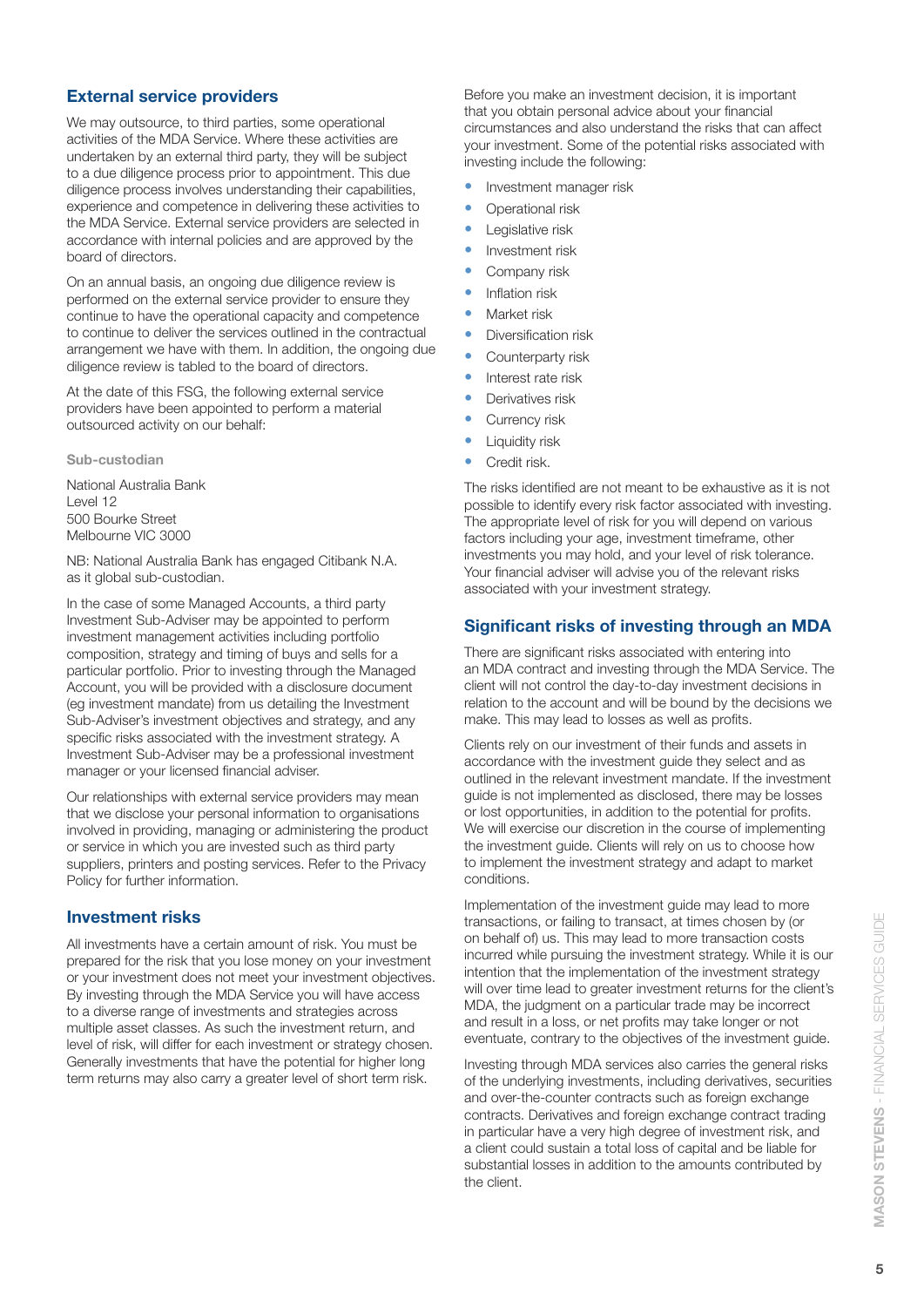## External service providers

We may outsource, to third parties, some operational activities of the MDA Service. Where these activities are undertaken by an external third party, they will be subject to a due diligence process prior to appointment. This due diligence process involves understanding their capabilities, experience and competence in delivering these activities to the MDA Service. External service providers are selected in accordance with internal policies and are approved by the board of directors.

On an annual basis, an ongoing due diligence review is performed on the external service provider to ensure they continue to have the operational capacity and competence to continue to deliver the services outlined in the contractual arrangement we have with them. In addition, the ongoing due diligence review is tabled to the board of directors.

At the date of this FSG, the following external service providers have been appointed to perform a material outsourced activity on our behalf:

**Sub-custodian**

National Australia Bank
Level 12
500 Bourke Street
Melbourne VIC 3000

NB: National Australia Bank has engaged Citibank N.A. as it global sub-custodian.

In the case of some Managed Accounts, a third party Investment Sub-Adviser may be appointed to perform investment management activities including portfolio composition, strategy and timing of buys and sells for a particular portfolio. Prior to investing through the Managed Account, you will be provided with a disclosure document (eg investment mandate) from us detailing the Investment Sub-Adviser's investment objectives and strategy, and any specific risks associated with the investment strategy. A Investment Sub-Adviser may be a professional investment manager or your licensed financial adviser.

Our relationships with external service providers may mean that we disclose your personal information to organisations involved in providing, managing or administering the product or service in which you are invested such as third party suppliers, printers and posting services. Refer to the Privacy Policy for further information.

## Investment risks

All investments have a certain amount of risk. You must be prepared for the risk that you lose money on your investment or your investment does not meet your investment objectives. By investing through the MDA Service you will have access to a diverse range of investments and strategies across multiple asset classes. As such the investment return, and level of risk, will differ for each investment or strategy chosen. Generally investments that have the potential for higher long term returns may also carry a greater level of short term risk.

Before you make an investment decision, it is important that you obtain personal advice about your financial circumstances and also understand the risks that can affect your investment. Some of the potential risks associated with investing include the following:

- Investment manager risk
- Operational risk
- Legislative risk
- Investment risk
- Company risk
- Inflation risk
- Market risk
- Diversification risk
- Counterparty risk
- Interest rate risk
- Derivatives risk
- Currency risk
- Liquidity risk
- Credit risk.

The risks identified are not meant to be exhaustive as it is not possible to identify every risk factor associated with investing. The appropriate level of risk for you will depend on various factors including your age, investment timeframe, other investments you may hold, and your level of risk tolerance. Your financial adviser will advise you of the relevant risks associated with your investment strategy.

## Significant risks of investing through an MDA

There are significant risks associated with entering into an MDA contract and investing through the MDA Service. The client will not control the day-to-day investment decisions in relation to the account and will be bound by the decisions we make. This may lead to losses as well as profits.

Clients rely on our investment of their funds and assets in accordance with the investment guide they select and as outlined in the relevant investment mandate. If the investment guide is not implemented as disclosed, there may be losses or lost opportunities, in addition to the potential for profits. We will exercise our discretion in the course of implementing the investment guide. Clients will rely on us to choose how to implement the investment strategy and adapt to market conditions.

Implementation of the investment guide may lead to more transactions, or failing to transact, at times chosen by (or on behalf of) us. This may lead to more transaction costs incurred while pursuing the investment strategy. While it is our intention that the implementation of the investment strategy will over time lead to greater investment returns for the client's MDA, the judgment on a particular trade may be incorrect and result in a loss, or net profits may take longer or not eventuate, contrary to the objectives of the investment guide.

Investing through MDA services also carries the general risks of the underlying investments, including derivatives, securities and over-the-counter contracts such as foreign exchange contracts. Derivatives and foreign exchange contract trading in particular have a very high degree of investment risk, and a client could sustain a total loss of capital and be liable for substantial losses in addition to the amounts contributed by the client.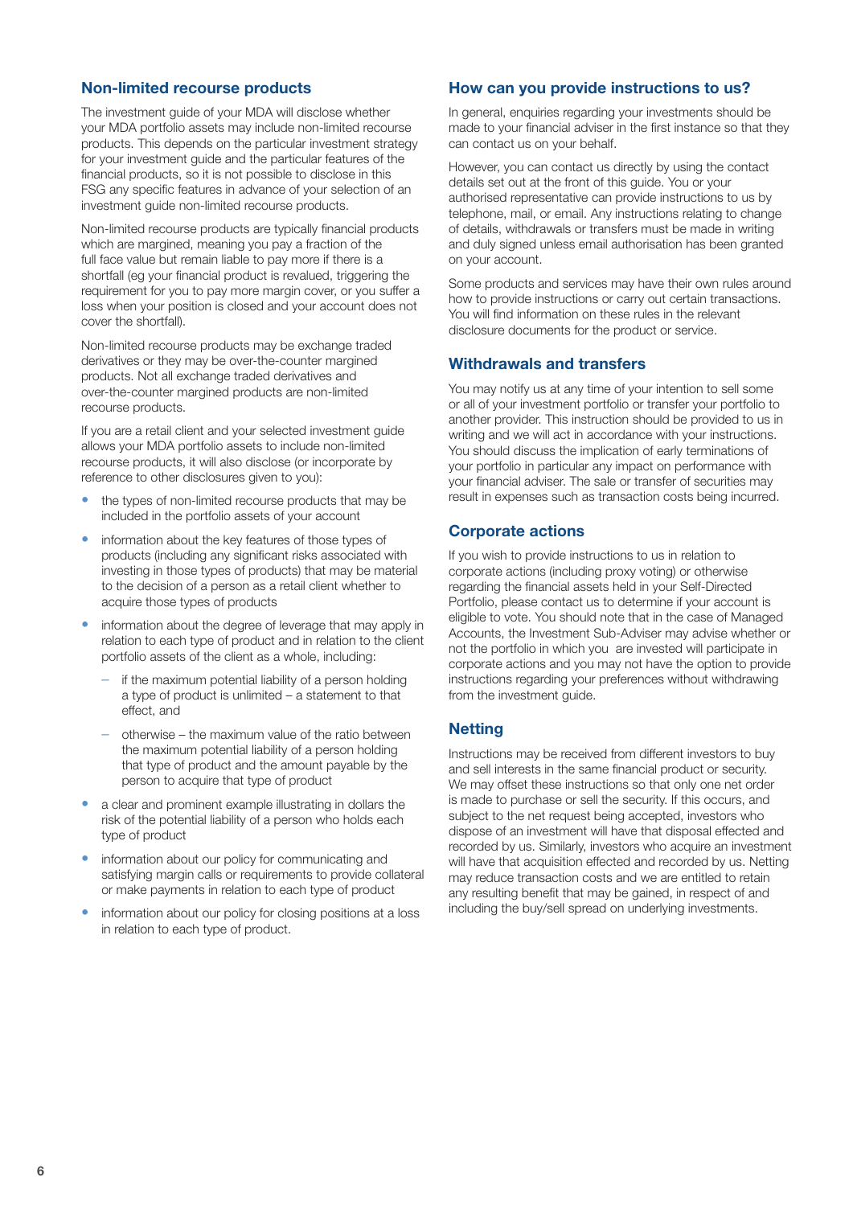## Non-limited recourse products

The investment guide of your MDA will disclose whether your MDA portfolio assets may include non-limited recourse products. This depends on the particular investment strategy for your investment guide and the particular features of the financial products, so it is not possible to disclose in this FSG any specific features in advance of your selection of an investment guide non-limited recourse products.

Non-limited recourse products are typically financial products which are margined, meaning you pay a fraction of the full face value but remain liable to pay more if there is a shortfall (eg your financial product is revalued, triggering the requirement for you to pay more margin cover, or you suffer a loss when your position is closed and your account does not cover the shortfall).

Non-limited recourse products may be exchange traded derivatives or they may be over-the-counter margined products. Not all exchange traded derivatives and over-the-counter margined products are non-limited recourse products.

If you are a retail client and your selected investment guide allows your MDA portfolio assets to include non-limited recourse products, it will also disclose (or incorporate by reference to other disclosures given to you):

- the types of non-limited recourse products that may be included in the portfolio assets of your account
- information about the key features of those types of products (including any significant risks associated with investing in those types of products) that may be material to the decision of a person as a retail client whether to acquire those types of products
- information about the degree of leverage that may apply in relation to each type of product and in relation to the client portfolio assets of the client as a whole, including:
  - if the maximum potential liability of a person holding a type of product is unlimited – a statement to that effect, and
  - otherwise – the maximum value of the ratio between the maximum potential liability of a person holding that type of product and the amount payable by the person to acquire that type of product
- a clear and prominent example illustrating in dollars the risk of the potential liability of a person who holds each type of product
- information about our policy for communicating and satisfying margin calls or requirements to provide collateral or make payments in relation to each type of product
- information about our policy for closing positions at a loss in relation to each type of product.

## How can you provide instructions to us?

In general, enquiries regarding your investments should be made to your financial adviser in the first instance so that they can contact us on your behalf.

However, you can contact us directly by using the contact details set out at the front of this guide. You or your authorised representative can provide instructions to us by telephone, mail, or email. Any instructions relating to change of details, withdrawals or transfers must be made in writing and duly signed unless email authorisation has been granted on your account.

Some products and services may have their own rules around how to provide instructions or carry out certain transactions. You will find information on these rules in the relevant disclosure documents for the product or service.

## Withdrawals and transfers

You may notify us at any time of your intention to sell some or all of your investment portfolio or transfer your portfolio to another provider. This instruction should be provided to us in writing and we will act in accordance with your instructions. You should discuss the implication of early terminations of your portfolio in particular any impact on performance with your financial adviser. The sale or transfer of securities may result in expenses such as transaction costs being incurred.

## Corporate actions

If you wish to provide instructions to us in relation to corporate actions (including proxy voting) or otherwise regarding the financial assets held in your Self-Directed Portfolio, please contact us to determine if your account is eligible to vote. You should note that in the case of Managed Accounts, the Investment Sub-Adviser may advise whether or not the portfolio in which you are invested will participate in corporate actions and you may not have the option to provide instructions regarding your preferences without withdrawing from the investment guide.

## Netting

Instructions may be received from different investors to buy and sell interests in the same financial product or security. We may offset these instructions so that only one net order is made to purchase or sell the security. If this occurs, and subject to the net request being accepted, investors who dispose of an investment will have that disposal effected and recorded by us. Similarly, investors who acquire an investment will have that acquisition effected and recorded by us. Netting may reduce transaction costs and we are entitled to retain any resulting benefit that may be gained, in respect of and including the buy/sell spread on underlying investments.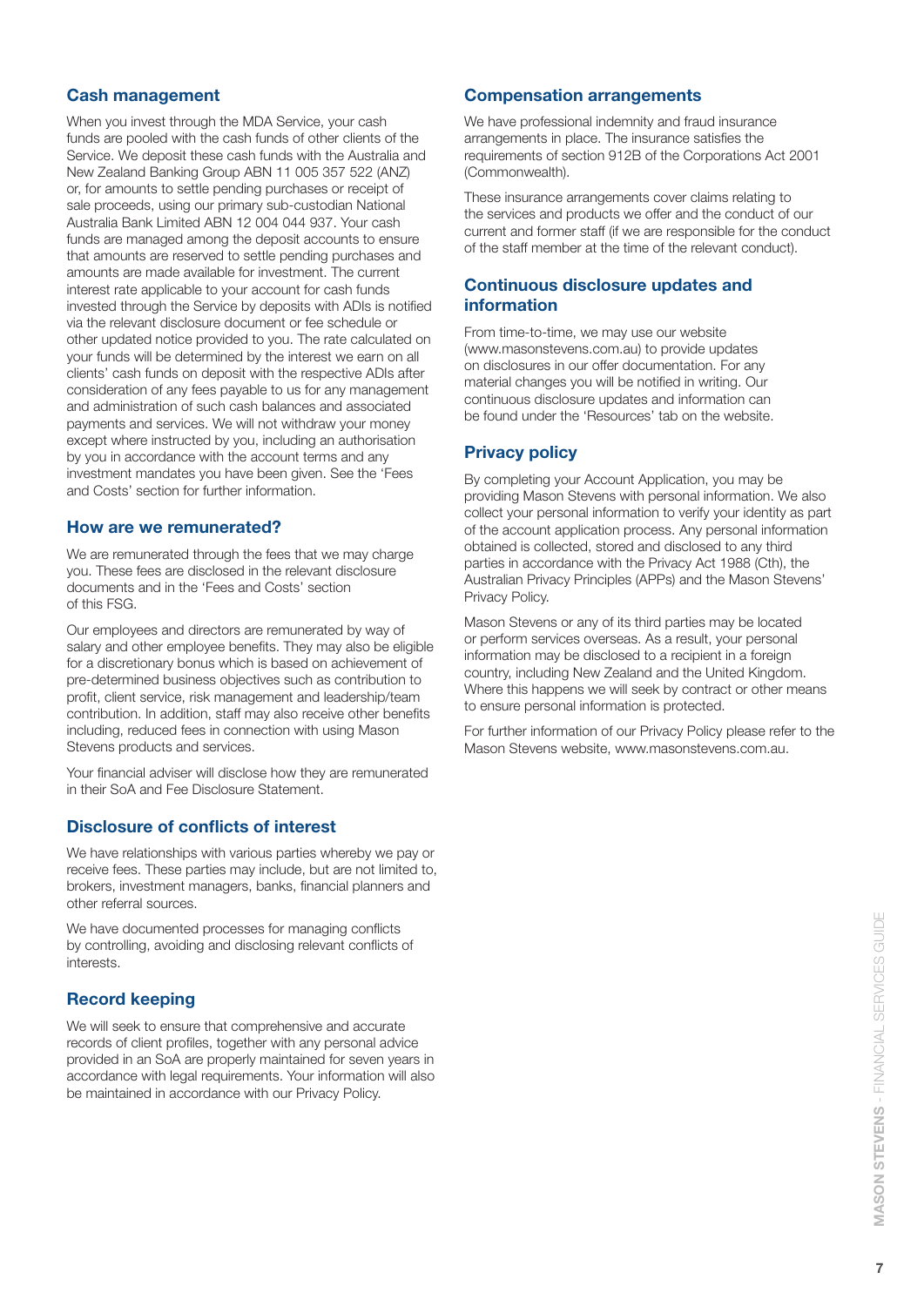## Cash management

When you invest through the MDA Service, your cash funds are pooled with the cash funds of other clients of the Service. We deposit these cash funds with the Australia and New Zealand Banking Group ABN 11 005 357 522 (ANZ) or, for amounts to settle pending purchases or receipt of sale proceeds, using our primary sub-custodian National Australia Bank Limited ABN 12 004 044 937. Your cash funds are managed among the deposit accounts to ensure that amounts are reserved to settle pending purchases and amounts are made available for investment. The current interest rate applicable to your account for cash funds invested through the Service by deposits with ADIs is notified via the relevant disclosure document or fee schedule or other updated notice provided to you. The rate calculated on your funds will be determined by the interest we earn on all clients' cash funds on deposit with the respective ADIs after consideration of any fees payable to us for any management and administration of such cash balances and associated payments and services. We will not withdraw your money except where instructed by you, including an authorisation by you in accordance with the account terms and any investment mandates you have been given. See the 'Fees and Costs' section for further information.

## How are we remunerated?

We are remunerated through the fees that we may charge you. These fees are disclosed in the relevant disclosure documents and in the 'Fees and Costs' section of this FSG.

Our employees and directors are remunerated by way of salary and other employee benefits. They may also be eligible for a discretionary bonus which is based on achievement of pre-determined business objectives such as contribution to profit, client service, risk management and leadership/team contribution. In addition, staff may also receive other benefits including, reduced fees in connection with using Mason Stevens products and services.

Your financial adviser will disclose how they are remunerated in their SoA and Fee Disclosure Statement.

## Disclosure of conflicts of interest

We have relationships with various parties whereby we pay or receive fees. These parties may include, but are not limited to, brokers, investment managers, banks, financial planners and other referral sources.

We have documented processes for managing conflicts by controlling, avoiding and disclosing relevant conflicts of interests.

## Record keeping

We will seek to ensure that comprehensive and accurate records of client profiles, together with any personal advice provided in an SoA are properly maintained for seven years in accordance with legal requirements. Your information will also be maintained in accordance with our Privacy Policy.

## Compensation arrangements

We have professional indemnity and fraud insurance arrangements in place. The insurance satisfies the requirements of section 912B of the Corporations Act 2001 (Commonwealth).

These insurance arrangements cover claims relating to the services and products we offer and the conduct of our current and former staff (if we are responsible for the conduct of the staff member at the time of the relevant conduct).

## Continuous disclosure updates and information

From time-to-time, we may use our website (www.masonstevens.com.au) to provide updates on disclosures in our offer documentation. For any material changes you will be notified in writing. Our continuous disclosure updates and information can be found under the 'Resources' tab on the website.

## Privacy policy

By completing your Account Application, you may be providing Mason Stevens with personal information. We also collect your personal information to verify your identity as part of the account application process. Any personal information obtained is collected, stored and disclosed to any third parties in accordance with the Privacy Act 1988 (Cth), the Australian Privacy Principles (APPs) and the Mason Stevens' Privacy Policy.

Mason Stevens or any of its third parties may be located or perform services overseas. As a result, your personal information may be disclosed to a recipient in a foreign country, including New Zealand and the United Kingdom. Where this happens we will seek by contract or other means to ensure personal information is protected.

For further information of our Privacy Policy please refer to the Mason Stevens website, www.masonstevens.com.au.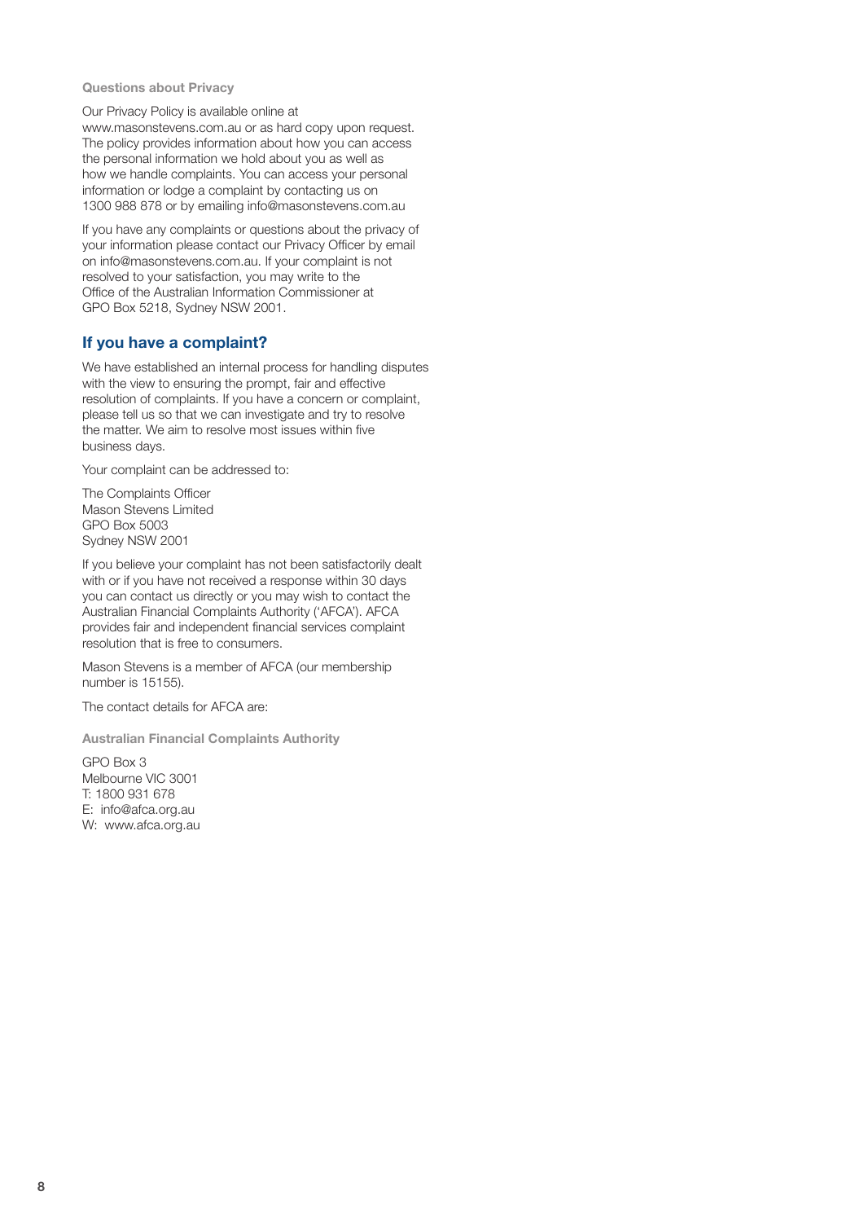### Questions about Privacy

Our Privacy Policy is available online at www.masonstevens.com.au or as hard copy upon request. The policy provides information about how you can access the personal information we hold about you as well as how we handle complaints. You can access your personal information or lodge a complaint by contacting us on 1300 988 878 or by emailing info@masonstevens.com.au

If you have any complaints or questions about the privacy of your information please contact our Privacy Officer by email on info@masonstevens.com.au. If your complaint is not resolved to your satisfaction, you may write to the Office of the Australian Information Commissioner at GPO Box 5218, Sydney NSW 2001.

## If you have a complaint?

We have established an internal process for handling disputes with the view to ensuring the prompt, fair and effective resolution of complaints. If you have a concern or complaint, please tell us so that we can investigate and try to resolve the matter. We aim to resolve most issues within five business days.

Your complaint can be addressed to:

The Complaints Officer
Mason Stevens Limited
GPO Box 5003
Sydney NSW 2001

If you believe your complaint has not been satisfactorily dealt with or if you have not received a response within 30 days you can contact us directly or you may wish to contact the Australian Financial Complaints Authority ('AFCA'). AFCA provides fair and independent financial services complaint resolution that is free to consumers.

Mason Stevens is a member of AFCA (our membership number is 15155).

The contact details for AFCA are:

### Australian Financial Complaints Authority

GPO Box 3
Melbourne VIC 3001
T: 1800 931 678
E: info@afca.org.au
W: www.afca.org.au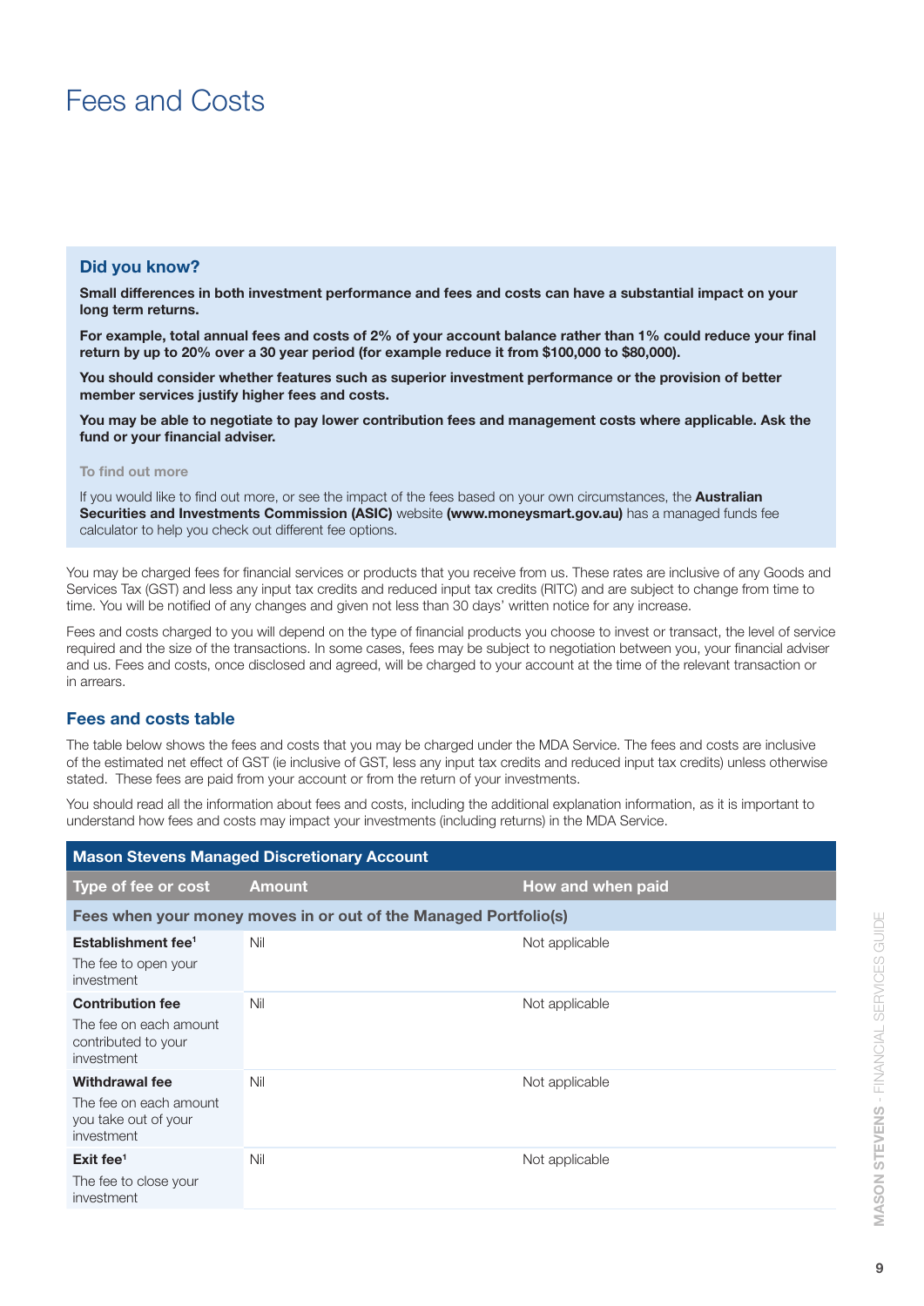# Fees and Costs

## Did you know?

**Small differences in both investment performance and fees and costs can have a substantial impact on your long term returns.**

**For example, total annual fees and costs of 2% of your account balance rather than 1% could reduce your final return by up to 20% over a 30 year period (for example reduce it from $100,000 to $80,000).**

**You should consider whether features such as superior investment performance or the provision of better member services justify higher fees and costs.**

**You may be able to negotiate to pay lower contribution fees and management costs where applicable. Ask the fund or your financial adviser.**

**To find out more**

If you would like to find out more, or see the impact of the fees based on your own circumstances, the **Australian Securities and Investments Commission (ASIC)** website **(www.moneysmart.gov.au)** has a managed funds fee calculator to help you check out different fee options.

You may be charged fees for financial services or products that you receive from us. These rates are inclusive of any Goods and Services Tax (GST) and less any input tax credits and reduced input tax credits (RITC) and are subject to change from time to time. You will be notified of any changes and given not less than 30 days' written notice for any increase.

Fees and costs charged to you will depend on the type of financial products you choose to invest or transact, the level of service required and the size of the transactions. In some cases, fees may be subject to negotiation between you, your financial adviser and us. Fees and costs, once disclosed and agreed, will be charged to your account at the time of the relevant transaction or in arrears.

### Fees and costs table

The table below shows the fees and costs that you may be charged under the MDA Service. The fees and costs are inclusive of the estimated net effect of GST (ie inclusive of GST, less any input tax credits and reduced input tax credits) unless otherwise stated. These fees are paid from your account or from the return of your investments.

You should read all the information about fees and costs, including the additional explanation information, as it is important to understand how fees and costs may impact your investments (including returns) in the MDA Service.

| Mason Stevens Managed Discretionary Account | | |
|---|---|---|
| **Type of fee or cost** | **Amount** | **How and when paid** |
| **Fees when your money moves in or out of the Managed Portfolio(s)** | | |
| **Establishment fee**[1] The fee to open your investment | Nil | Not applicable |
| **Contribution fee** The fee on each amount contributed to your investment | Nil | Not applicable |
| **Withdrawal fee** The fee on each amount you take out of your investment | Nil | Not applicable |
| **Exit fee**[1] The fee to close your investment | Nil | Not applicable |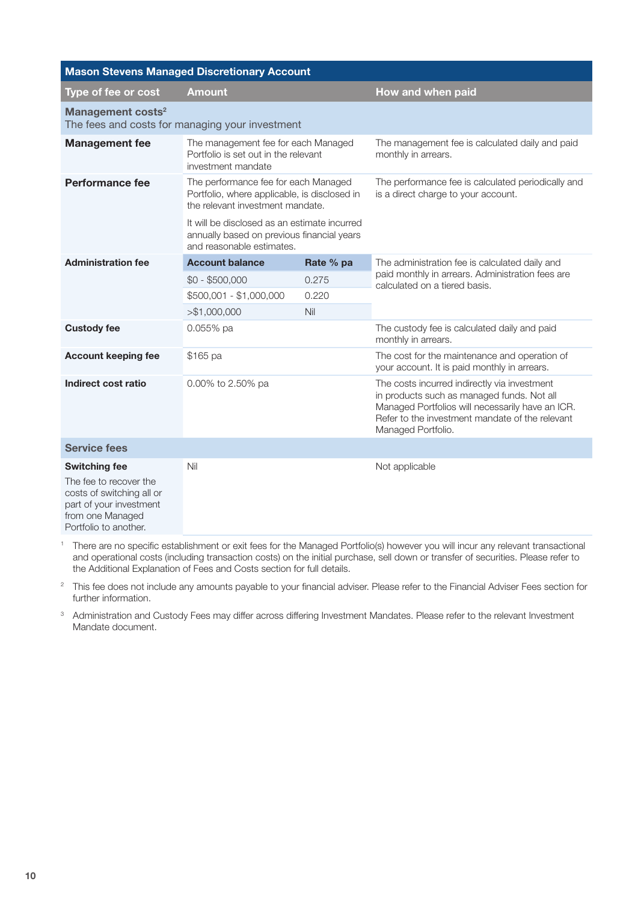| Mason Stevens Managed Discretionary Account | | |
|---|---|---|
| **Type of fee or cost** | **Amount** | **How and when paid** |
| **Management costs**[2] The fees and costs for managing your investment | | |
| **Management fee** | The management fee for each Managed Portfolio is set out in the relevant investment mandate | The management fee is calculated daily and paid monthly in arrears. |
| **Performance fee** | The performance fee for each Managed Portfolio, where applicable, is disclosed in the relevant investment mandate. It will be disclosed as an estimate incurred annually based on previous financial years and reasonable estimates. | The performance fee is calculated periodically and is a direct charge to your account. |
| **Administration fee** | **Account balance** / **Rate % pa**: $0 - $500,000: 0.275; $500,001 - $1,000,000: 0.220; >$1,000,000: Nil | The administration fee is calculated daily and paid monthly in arrears. Administration fees are calculated on a tiered basis. |
| **Custody fee** | 0.055% pa | The custody fee is calculated daily and paid monthly in arrears. |
| **Account keeping fee** | $165 pa | The cost for the maintenance and operation of your account. It is paid monthly in arrears. |
| **Indirect cost ratio** | 0.00% to 2.50% pa | The costs incurred indirectly via investment in products such as managed funds. Not all Managed Portfolios will necessarily have an ICR. Refer to the investment mandate of the relevant Managed Portfolio. |
| **Service fees** | | |
| **Switching fee** The fee to recover the costs of switching all or part of your investment from one Managed Portfolio to another. | Nil | Not applicable |

[1] There are no specific establishment or exit fees for the Managed Portfolio(s) however you will incur any relevant transactional and operational costs (including transaction costs) on the initial purchase, sell down or transfer of securities. Please refer to the Additional Explanation of Fees and Costs section for full details.

[2] This fee does not include any amounts payable to your financial adviser. Please refer to the Financial Adviser Fees section for further information.

[3] Administration and Custody Fees may differ across differing Investment Mandates. Please refer to the relevant Investment Mandate document.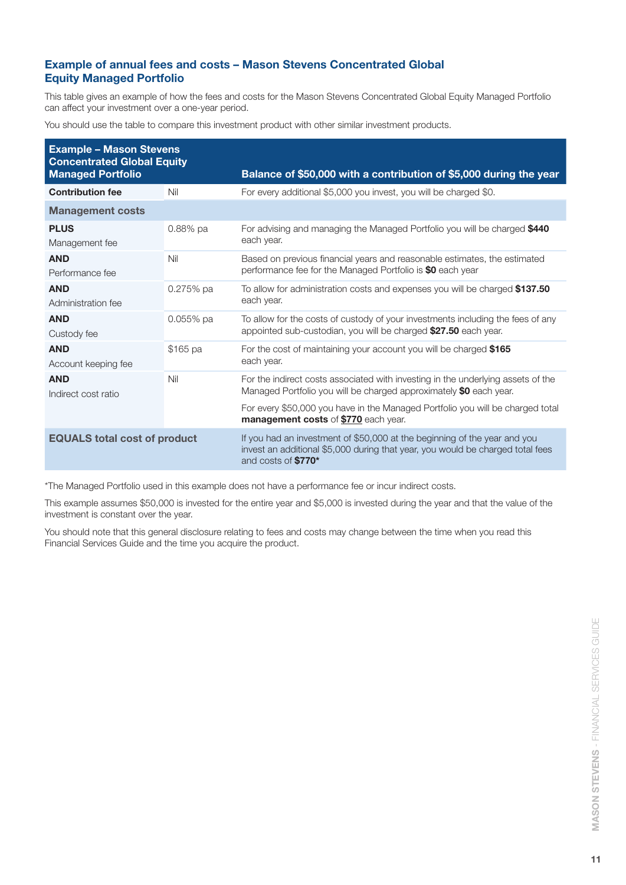## Example of annual fees and costs – Mason Stevens Concentrated Global Equity Managed Portfolio

This table gives an example of how the fees and costs for the Mason Stevens Concentrated Global Equity Managed Portfolio can affect your investment over a one-year period.

You should use the table to compare this investment product with other similar investment products.

| Example – Mason Stevens Concentrated Global Equity Managed Portfolio | | Balance of $50,000 with a contribution of $5,000 during the year |
|---|---|---|
| **Contribution fee** | Nil | For every additional $5,000 you invest, you will be charged $0. |
| **Management costs** | | |
| **PLUS** Management fee | 0.88% pa | For advising and managing the Managed Portfolio you will be charged **$440** each year. |
| **AND** Performance fee | Nil | Based on previous financial years and reasonable estimates, the estimated performance fee for the Managed Portfolio is **$0** each year |
| **AND** Administration fee | 0.275% pa | To allow for administration costs and expenses you will be charged **$137.50** each year. |
| **AND** Custody fee | 0.055% pa | To allow for the costs of custody of your investments including the fees of any appointed sub-custodian, you will be charged **$27.50** each year. |
| **AND** Account keeping fee | $165 pa | For the cost of maintaining your account you will be charged **$165** each year. |
| **AND** Indirect cost ratio | Nil | For the indirect costs associated with investing in the underlying assets of the Managed Portfolio you will be charged approximately **$0** each year. For every $50,000 you have in the Managed Portfolio you will be charged total **management costs** of **$770** each year. |
| **EQUALS total cost of product** | | If you had an investment of $50,000 at the beginning of the year and you invest an additional $5,000 during that year, you would be charged total fees and costs of **$770*** |

*The Managed Portfolio used in this example does not have a performance fee or incur indirect costs.

This example assumes $50,000 is invested for the entire year and $5,000 is invested during the year and that the value of the investment is constant over the year.

You should note that this general disclosure relating to fees and costs may change between the time when you read this Financial Services Guide and the time you acquire the product.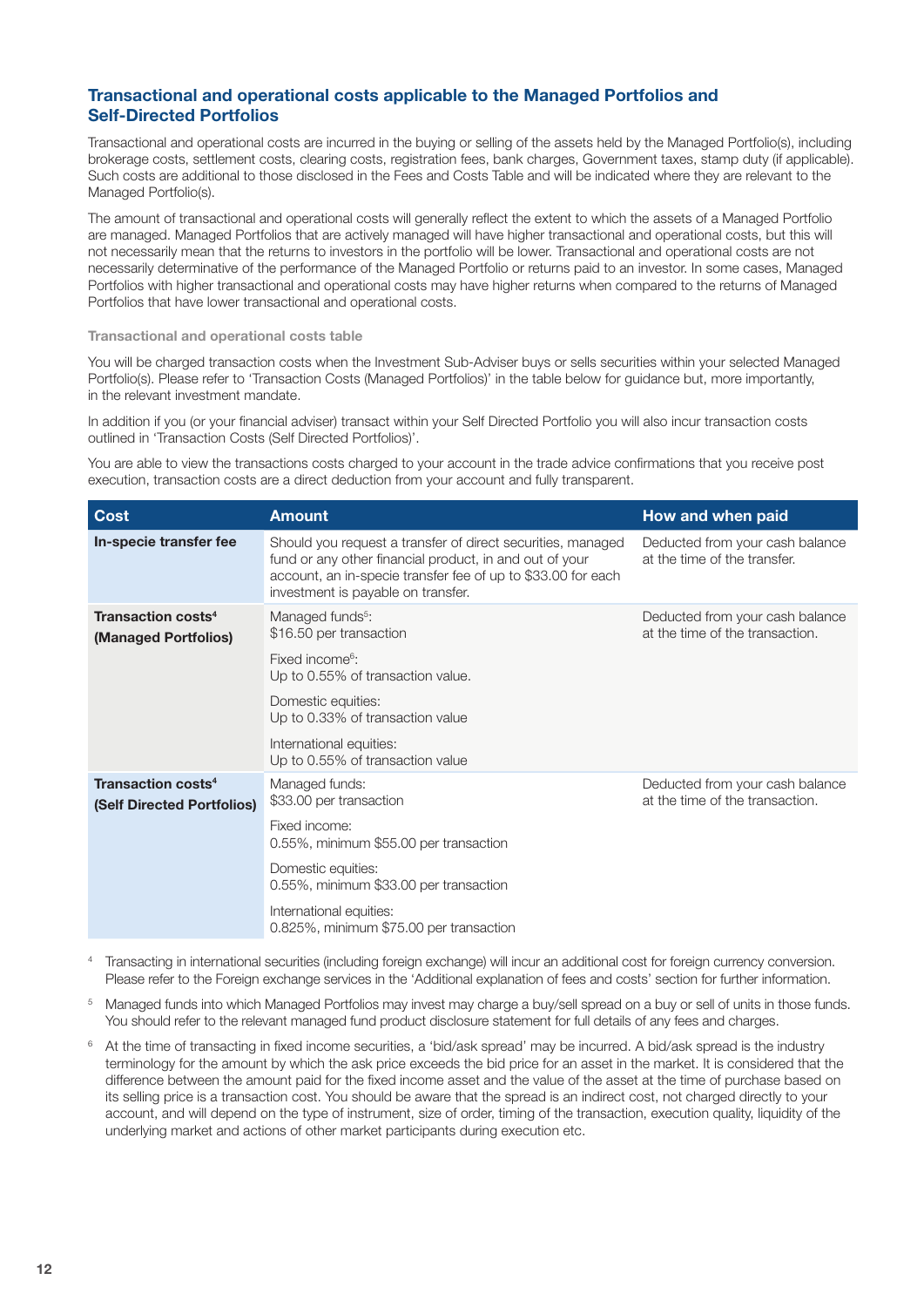## Transactional and operational costs applicable to the Managed Portfolios and Self-Directed Portfolios

Transactional and operational costs are incurred in the buying or selling of the assets held by the Managed Portfolio(s), including brokerage costs, settlement costs, clearing costs, registration fees, bank charges, Government taxes, stamp duty (if applicable). Such costs are additional to those disclosed in the Fees and Costs Table and will be indicated where they are relevant to the Managed Portfolio(s).

The amount of transactional and operational costs will generally reflect the extent to which the assets of a Managed Portfolio are managed. Managed Portfolios that are actively managed will have higher transactional and operational costs, but this will not necessarily mean that the returns to investors in the portfolio will be lower. Transactional and operational costs are not necessarily determinative of the performance of the Managed Portfolio or returns paid to an investor. In some cases, Managed Portfolios with higher transactional and operational costs may have higher returns when compared to the returns of Managed Portfolios that have lower transactional and operational costs.

#### Transactional and operational costs table

You will be charged transaction costs when the Investment Sub-Adviser buys or sells securities within your selected Managed Portfolio(s). Please refer to 'Transaction Costs (Managed Portfolios)' in the table below for guidance but, more importantly, in the relevant investment mandate.

In addition if you (or your financial adviser) transact within your Self Directed Portfolio you will also incur transaction costs outlined in 'Transaction Costs (Self Directed Portfolios)'.

You are able to view the transactions costs charged to your account in the trade advice confirmations that you receive post execution, transaction costs are a direct deduction from your account and fully transparent.

| Cost | Amount | How and when paid |
|---|---|---|
| **In-specie transfer fee** | Should you request a transfer of direct securities, managed fund or any other financial product, in and out of your account, an in-specie transfer fee of up to $33.00 for each investment is payable on transfer. | Deducted from your cash balance at the time of the transfer. |
| **Transaction costs[4] (Managed Portfolios)** | Managed funds[5]:<br>$16.50 per transaction<br><br>Fixed income[6]:<br>Up to 0.55% of transaction value.<br><br>Domestic equities:<br>Up to 0.33% of transaction value<br><br>International equities:<br>Up to 0.55% of transaction value | Deducted from your cash balance at the time of the transaction. |
| **Transaction costs[4] (Self Directed Portfolios)** | Managed funds:<br>$33.00 per transaction<br><br>Fixed income:<br>0.55%, minimum $55.00 per transaction<br><br>Domestic equities:<br>0.55%, minimum $33.00 per transaction<br><br>International equities:<br>0.825%, minimum $75.00 per transaction | Deducted from your cash balance at the time of the transaction. |

[4] Transacting in international securities (including foreign exchange) will incur an additional cost for foreign currency conversion. Please refer to the Foreign exchange services in the 'Additional explanation of fees and costs' section for further information.

[5] Managed funds into which Managed Portfolios may invest may charge a buy/sell spread on a buy or sell of units in those funds. You should refer to the relevant managed fund product disclosure statement for full details of any fees and charges.

[6] At the time of transacting in fixed income securities, a 'bid/ask spread' may be incurred. A bid/ask spread is the industry terminology for the amount by which the ask price exceeds the bid price for an asset in the market. It is considered that the difference between the amount paid for the fixed income asset and the value of the asset at the time of purchase based on its selling price is a transaction cost. You should be aware that the spread is an indirect cost, not charged directly to your account, and will depend on the type of instrument, size of order, timing of the transaction, execution quality, liquidity of the underlying market and actions of other market participants during execution etc.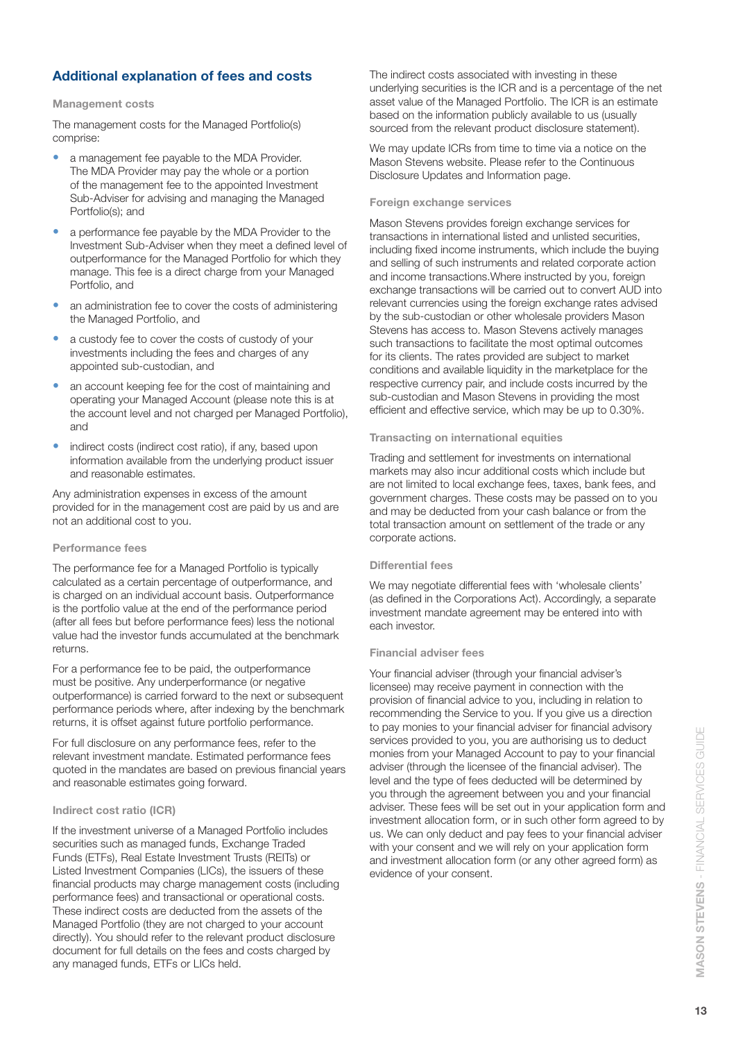## Additional explanation of fees and costs

### Management costs

The management costs for the Managed Portfolio(s) comprise:

- a management fee payable to the MDA Provider. The MDA Provider may pay the whole or a portion of the management fee to the appointed Investment Sub-Adviser for advising and managing the Managed Portfolio(s); and
- a performance fee payable by the MDA Provider to the Investment Sub-Adviser when they meet a defined level of outperformance for the Managed Portfolio for which they manage. This fee is a direct charge from your Managed Portfolio, and
- an administration fee to cover the costs of administering the Managed Portfolio, and
- a custody fee to cover the costs of custody of your investments including the fees and charges of any appointed sub-custodian, and
- an account keeping fee for the cost of maintaining and operating your Managed Account (please note this is at the account level and not charged per Managed Portfolio), and
- indirect costs (indirect cost ratio), if any, based upon information available from the underlying product issuer and reasonable estimates.

Any administration expenses in excess of the amount provided for in the management cost are paid by us and are not an additional cost to you.

### Performance fees

The performance fee for a Managed Portfolio is typically calculated as a certain percentage of outperformance, and is charged on an individual account basis. Outperformance is the portfolio value at the end of the performance period (after all fees but before performance fees) less the notional value had the investor funds accumulated at the benchmark returns.

For a performance fee to be paid, the outperformance must be positive. Any underperformance (or negative outperformance) is carried forward to the next or subsequent performance periods where, after indexing by the benchmark returns, it is offset against future portfolio performance.

For full disclosure on any performance fees, refer to the relevant investment mandate. Estimated performance fees quoted in the mandates are based on previous financial years and reasonable estimates going forward.

### Indirect cost ratio (ICR)

If the investment universe of a Managed Portfolio includes securities such as managed funds, Exchange Traded Funds (ETFs), Real Estate Investment Trusts (REITs) or Listed Investment Companies (LICs), the issuers of these financial products may charge management costs (including performance fees) and transactional or operational costs. These indirect costs are deducted from the assets of the Managed Portfolio (they are not charged to your account directly). You should refer to the relevant product disclosure document for full details on the fees and costs charged by any managed funds, ETFs or LICs held.

The indirect costs associated with investing in these underlying securities is the ICR and is a percentage of the net asset value of the Managed Portfolio. The ICR is an estimate based on the information publicly available to us (usually sourced from the relevant product disclosure statement).

We may update ICRs from time to time via a notice on the Mason Stevens website. Please refer to the Continuous Disclosure Updates and Information page.

### Foreign exchange services

Mason Stevens provides foreign exchange services for transactions in international listed and unlisted securities, including fixed income instruments, which include the buying and selling of such instruments and related corporate action and income transactions.Where instructed by you, foreign exchange transactions will be carried out to convert AUD into relevant currencies using the foreign exchange rates advised by the sub-custodian or other wholesale providers Mason Stevens has access to. Mason Stevens actively manages such transactions to facilitate the most optimal outcomes for its clients. The rates provided are subject to market conditions and available liquidity in the marketplace for the respective currency pair, and include costs incurred by the sub-custodian and Mason Stevens in providing the most efficient and effective service, which may be up to 0.30%.

### Transacting on international equities

Trading and settlement for investments on international markets may also incur additional costs which include but are not limited to local exchange fees, taxes, bank fees, and government charges. These costs may be passed on to you and may be deducted from your cash balance or from the total transaction amount on settlement of the trade or any corporate actions.

### Differential fees

We may negotiate differential fees with 'wholesale clients' (as defined in the Corporations Act). Accordingly, a separate investment mandate agreement may be entered into with each investor.

### Financial adviser fees

Your financial adviser (through your financial adviser's licensee) may receive payment in connection with the provision of financial advice to you, including in relation to recommending the Service to you. If you give us a direction to pay monies to your financial adviser for financial advisory services provided to you, you are authorising us to deduct monies from your Managed Account to pay to your financial adviser (through the licensee of the financial adviser). The level and the type of fees deducted will be determined by you through the agreement between you and your financial adviser. These fees will be set out in your application form and investment allocation form, or in such other form agreed to by us. We can only deduct and pay fees to your financial adviser with your consent and we will rely on your application form and investment allocation form (or any other agreed form) as evidence of your consent.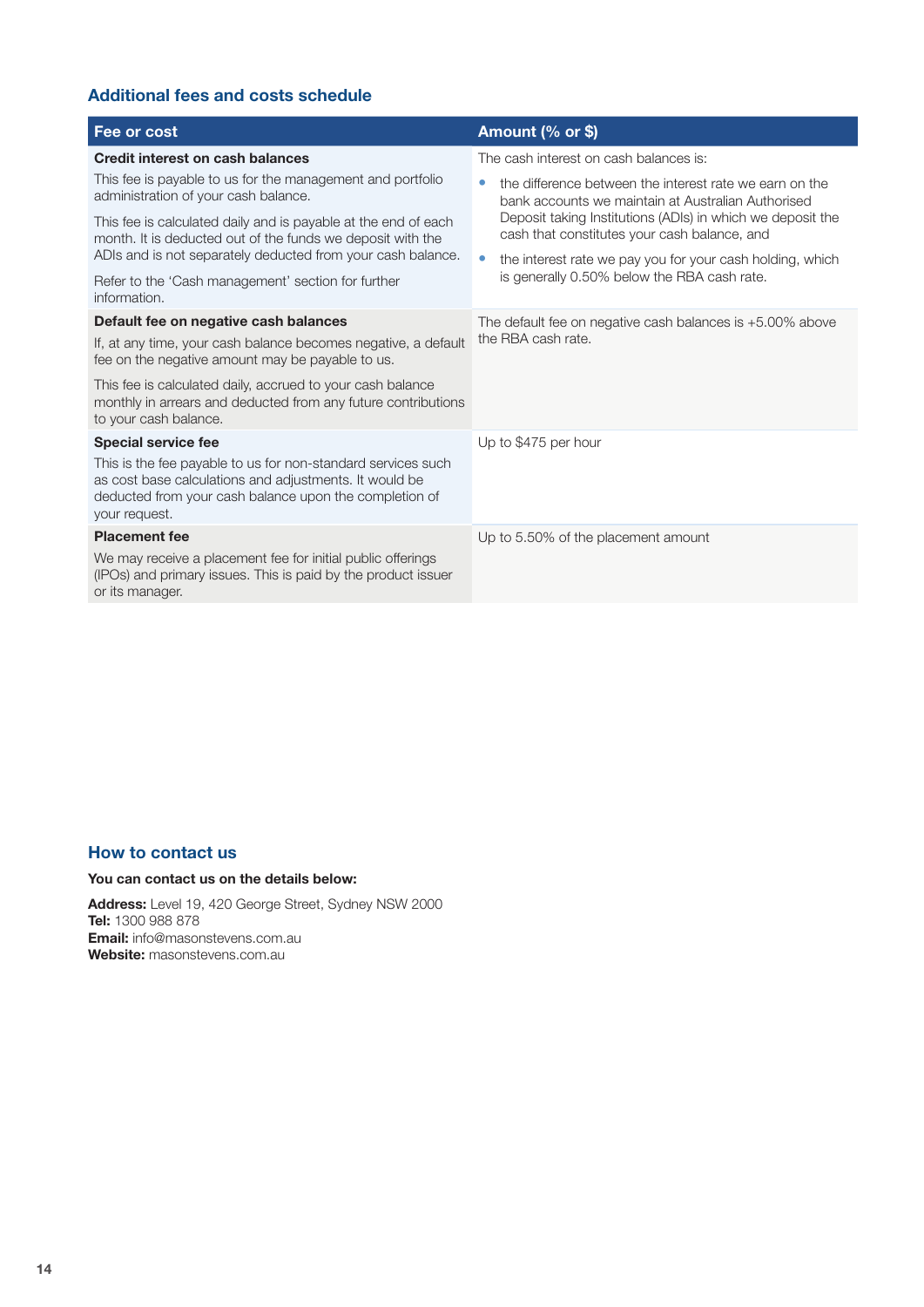## Additional fees and costs schedule

| Fee or cost | Amount (% or $) |
|---|---|
| **Credit interest on cash balances**<br>This fee is payable to us for the management and portfolio administration of your cash balance.<br>This fee is calculated daily and is payable at the end of each month. It is deducted out of the funds we deposit with the ADIs and is not separately deducted from your cash balance.<br>Refer to the 'Cash management' section for further information. | The cash interest on cash balances is:<br>• the difference between the interest rate we earn on the bank accounts we maintain at Australian Authorised Deposit taking Institutions (ADIs) in which we deposit the cash that constitutes your cash balance, and<br>• the interest rate we pay you for your cash holding, which is generally 0.50% below the RBA cash rate. |
| **Default fee on negative cash balances**<br>If, at any time, your cash balance becomes negative, a default fee on the negative amount may be payable to us.<br>This fee is calculated daily, accrued to your cash balance monthly in arrears and deducted from any future contributions to your cash balance. | The default fee on negative cash balances is +5.00% above the RBA cash rate. |
| **Special service fee**<br>This is the fee payable to us for non-standard services such as cost base calculations and adjustments. It would be deducted from your cash balance upon the completion of your request. | Up to $475 per hour |
| **Placement fee**<br>We may receive a placement fee for initial public offerings (IPOs) and primary issues. This is paid by the product issuer or its manager. | Up to 5.50% of the placement amount |

## How to contact us

**You can contact us on the details below:**

**Address:** Level 19, 420 George Street, Sydney NSW 2000
**Tel:** 1300 988 878
**Email:** info@masonstevens.com.au
**Website:** masonstevens.com.au